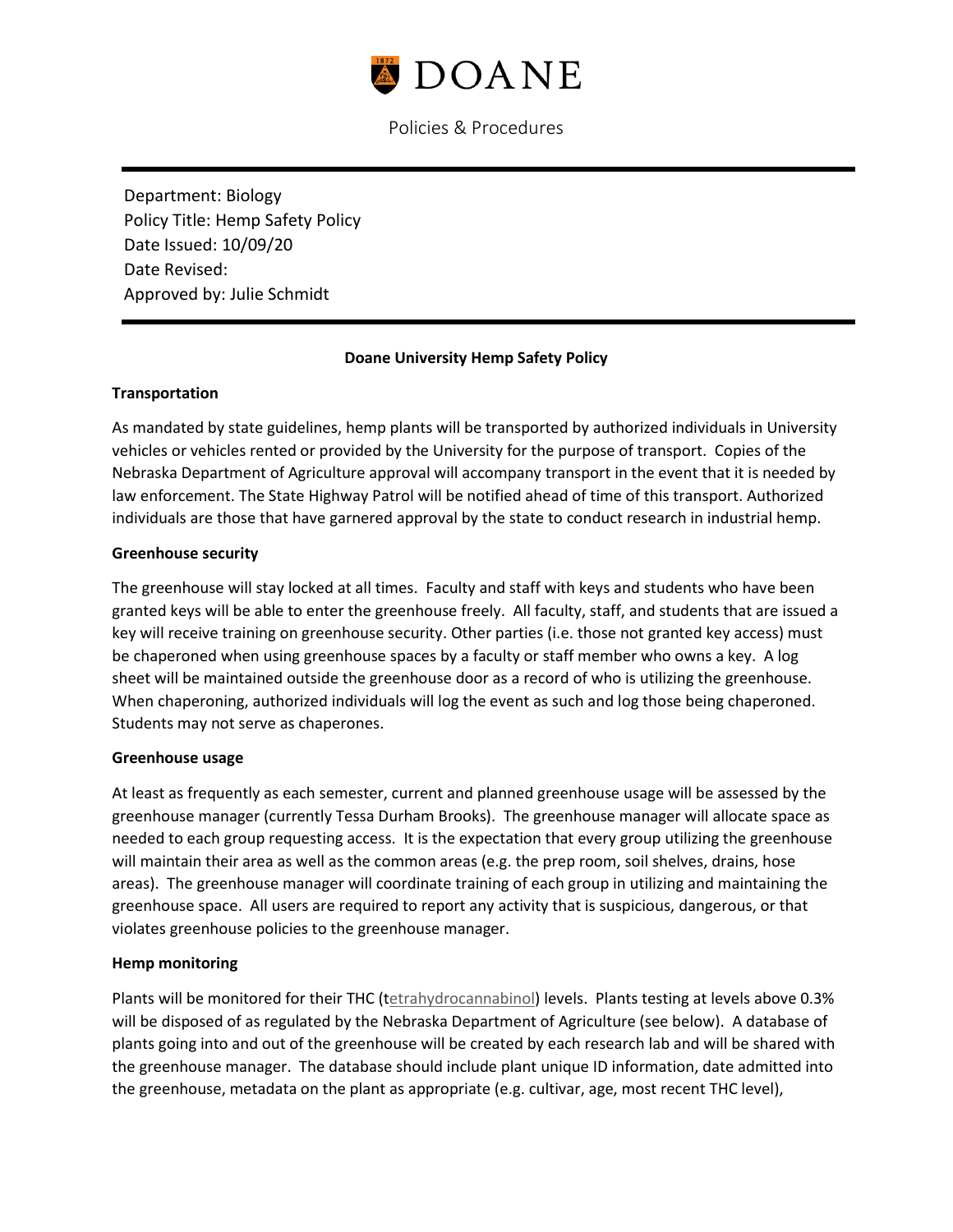DOANE

Policies & Procedures

Department: Biology
Policy Title: Hemp Safety Policy
Date Issued: 10/09/20
Date Revised:
Approved by: Julie Schmidt

## Doane University Hemp Safety Policy

### Transportation

As mandated by state guidelines, hemp plants will be transported by authorized individuals in University vehicles or vehicles rented or provided by the University for the purpose of transport. Copies of the Nebraska Department of Agriculture approval will accompany transport in the event that it is needed by law enforcement. The State Highway Patrol will be notified ahead of time of this transport. Authorized individuals are those that have garnered approval by the state to conduct research in industrial hemp.

### Greenhouse security

The greenhouse will stay locked at all times. Faculty and staff with keys and students who have been granted keys will be able to enter the greenhouse freely. All faculty, staff, and students that are issued a key will receive training on greenhouse security. Other parties (i.e. those not granted key access) must be chaperoned when using greenhouse spaces by a faculty or staff member who owns a key. A log sheet will be maintained outside the greenhouse door as a record of who is utilizing the greenhouse. When chaperoning, authorized individuals will log the event as such and log those being chaperoned. Students may not serve as chaperones.

### Greenhouse usage

At least as frequently as each semester, current and planned greenhouse usage will be assessed by the greenhouse manager (currently Tessa Durham Brooks). The greenhouse manager will allocate space as needed to each group requesting access. It is the expectation that every group utilizing the greenhouse will maintain their area as well as the common areas (e.g. the prep room, soil shelves, drains, hose areas). The greenhouse manager will coordinate training of each group in utilizing and maintaining the greenhouse space. All users are required to report any activity that is suspicious, dangerous, or that violates greenhouse policies to the greenhouse manager.

### Hemp monitoring

Plants will be monitored for their THC (tetrahydrocannabinol) levels. Plants testing at levels above 0.3% will be disposed of as regulated by the Nebraska Department of Agriculture (see below). A database of plants going into and out of the greenhouse will be created by each research lab and will be shared with the greenhouse manager. The database should include plant unique ID information, date admitted into the greenhouse, metadata on the plant as appropriate (e.g. cultivar, age, most recent THC level),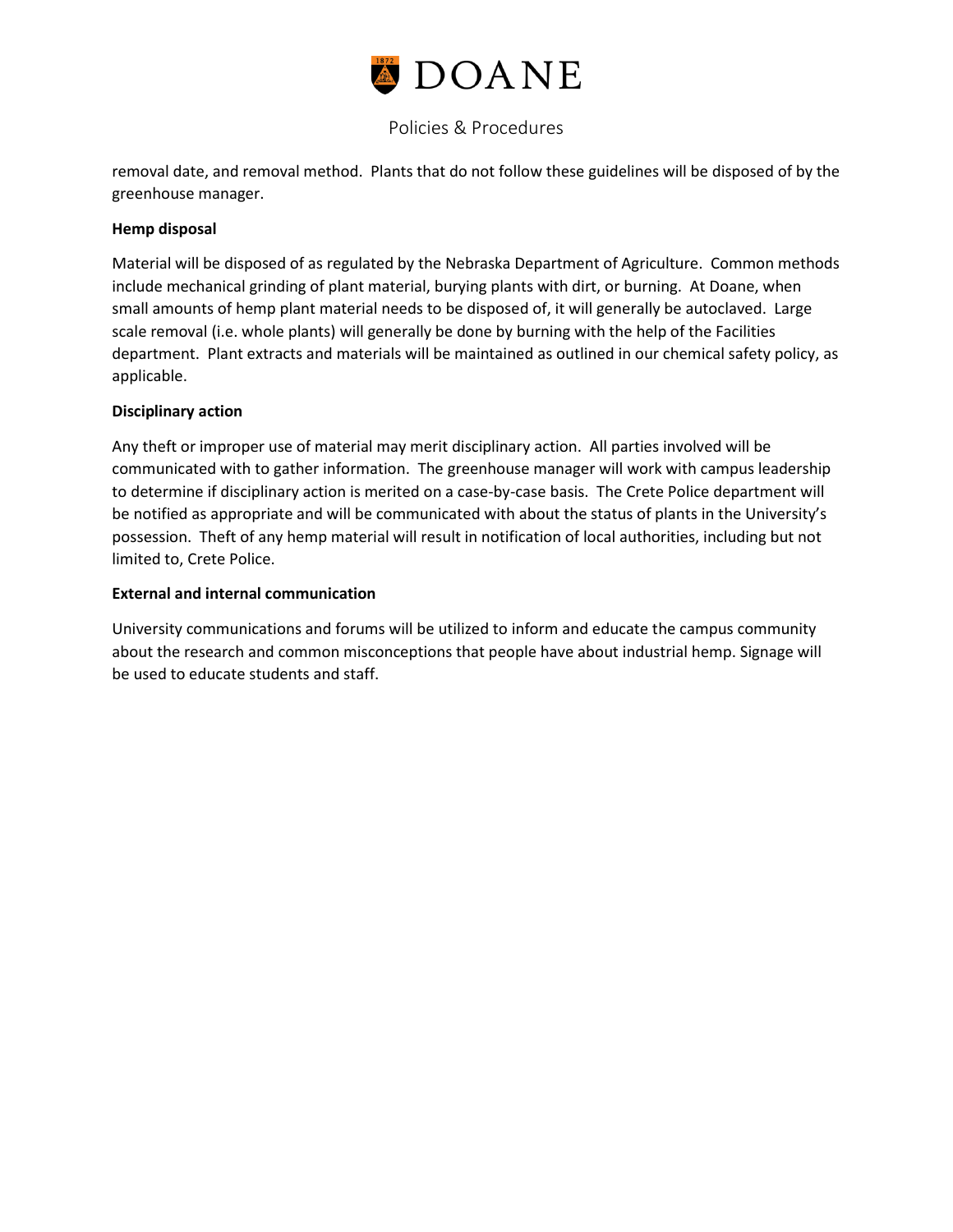removal date, and removal method. Plants that do not follow these guidelines will be disposed of by the greenhouse manager.

**Hemp disposal**

Material will be disposed of as regulated by the Nebraska Department of Agriculture. Common methods include mechanical grinding of plant material, burying plants with dirt, or burning. At Doane, when small amounts of hemp plant material needs to be disposed of, it will generally be autoclaved. Large scale removal (i.e. whole plants) will generally be done by burning with the help of the Facilities department. Plant extracts and materials will be maintained as outlined in our chemical safety policy, as applicable.

**Disciplinary action**

Any theft or improper use of material may merit disciplinary action. All parties involved will be communicated with to gather information. The greenhouse manager will work with campus leadership to determine if disciplinary action is merited on a case-by-case basis. The Crete Police department will be notified as appropriate and will be communicated with about the status of plants in the University's possession. Theft of any hemp material will result in notification of local authorities, including but not limited to, Crete Police.

**External and internal communication**

University communications and forums will be utilized to inform and educate the campus community about the research and common misconceptions that people have about industrial hemp. Signage will be used to educate students and staff.